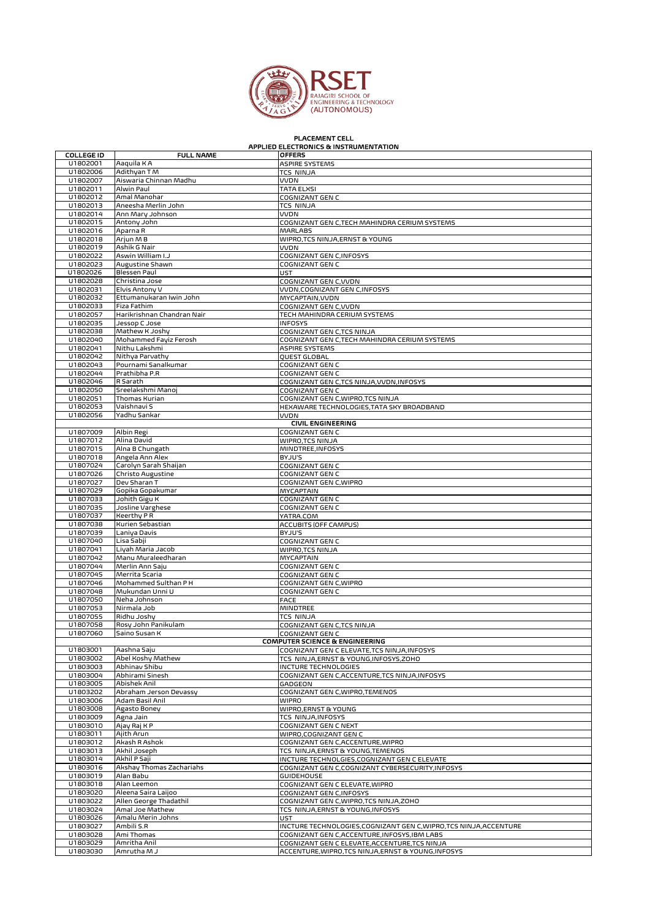# PLACEMENT CELL

| COLLEGE ID | FULL NAME | OFFERS |
|---|---|---|
| | **APPLIED ELECTRONICS & INSTRUMENTATION** | |
| U1802001 | Aaquila K A | ASPIRE SYSTEMS |
| U1802006 | Adithyan T M | TCS NINJA |
| U1802007 | Aiswaria Chinnan Madhu | VVDN |
| U1802011 | Alwin Paul | TATA ELXSI |
| U1802012 | Amal Manohar | COGNIZANT GEN C |
| U1802013 | Aneesha Merlin John | TCS NINJA |
| U1802014 | Ann Mary Johnson | VVDN |
| U1802015 | Antony John | COGNIZANT GEN C,TECH MAHINDRA CERIUM SYSTEMS |
| U1802016 | Aparna R | MARLABS |
| U1802018 | Arjun M B | WIPRO,TCS NINJA,ERNST & YOUNG |
| U1802019 | Ashik G Nair | VVDN |
| U1802022 | Aswin William I.J | COGNIZANT GEN C,INFOSYS |
| U1802023 | Augustine Shawn | COGNIZANT GEN C |
| U1802026 | Blessen Paul | UST |
| U1802028 | Christina Jose | COGNIZANT GEN C,VVDN |
| U1802031 | Elvis Antony V | VVDN,COGNIZANT GEN C,INFOSYS |
| U1802032 | Ettumanukaran Iwin John | MYCAPTAIN,VVDN |
| U1802033 | Fiza Fathim | COGNIZANT GEN C,VVDN |
| U1802057 | Harikrishnan Chandran Nair | TECH MAHINDRA CERIUM SYSTEMS |
| U1802035 | Jessop C Jose | INFOSYS |
| U1802038 | Mathew K Joshy | COGNIZANT GEN C,TCS NINJA |
| U1802040 | Mohammed Fayiz Ferosh | COGNIZANT GEN C,TECH MAHINDRA CERIUM SYSTEMS |
| U1802041 | Nithu Lakshmi | ASPIRE SYSTEMS |
| U1802042 | Nithya Parvathy | QUEST GLOBAL |
| U1802043 | Pournami Sanalkumar | COGNIZANT GEN C |
| U1802044 | Prathibha P.R | COGNIZANT GEN C |
| U1802046 | R Sarath | COGNIZANT GEN C,TCS NINJA,VVDN,INFOSYS |
| U1802050 | Sreelakshmi Manoj | COGNIZANT GEN C |
| U1802051 | Thomas Kurian | COGNIZANT GEN C,WIPRO,TCS NINJA |
| U1802053 | Vaishnavi S | HEXAWARE TECHNOLOGIES,TATA SKY BROADBAND |
| U1802056 | Yadhu Sankar | VVDN |
| | | **CIVIL ENGINEERING** |
| U1807009 | Albin Regi | COGNIZANT GEN C |
| U1807012 | Alina David | WIPRO,TCS NINJA |
| U1807015 | Alna B Chungath | MINDTREE,INFOSYS |
| U1807018 | Angela Ann Alex | BYJU'S |
| U1807024 | Carolyn Sarah Shaijan | COGNIZANT GEN C |
| U1807026 | Christo Augustine | COGNIZANT GEN C |
| U1807027 | Dev Sharan T | COGNIZANT GEN C,WIPRO |
| U1807029 | Gopika Gopakumar | MYCAPTAIN |
| U1807033 | Johith Gigu K | COGNIZANT GEN C |
| U1807035 | Josline Varghese | COGNIZANT GEN C |
| U1807037 | Keerthy P R | YATRA.COM |
| U1807038 | Kurien Sebastian | ACCUBITS (OFF CAMPUS) |
| U1807039 | Laniya Davis | BYJU'S |
| U1807040 | Lisa Sabji | COGNIZANT GEN C |
| U1807041 | Liyah Maria Jacob | WIPRO,TCS NINJA |
| U1807042 | Manu Muraleedharan | MYCAPTAIN |
| U1807044 | Merlin Ann Saju | COGNIZANT GEN C |
| U1807045 | Merrita Scaria | COGNIZANT GEN C |
| U1807046 | Mohammed Sulthan P H | COGNIZANT GEN C,WIPRO |
| U1807048 | Mukundan Unni U | COGNIZANT GEN C |
| U1807050 | Neha Johnson | FACE |
| U1807053 | Nirmala Job | MINDTREE |
| U1807055 | Ridhu Joshy | TCS NINJA |
| U1807058 | Rosy John Panikulam | COGNIZANT GEN C,TCS NINJA |
| U1807060 | Saino Susan K | COGNIZANT GEN C |
| | | **COMPUTER SCIENCE & ENGINEERING** |
| U1803001 | Aashna Saju | COGNIZANT GEN C ELEVATE,TCS NINJA,INFOSYS |
| U1803002 | Abel Koshy Mathew | TCS NINJA,ERNST & YOUNG,INFOSYS,ZOHO |
| U1803003 | Abhinav Shibu | INCTURE TECHNOLOGIES |
| U1803004 | Abhirami Sinesh | COGNIZANT GEN C,ACCENTURE,TCS NINJA,INFOSYS |
| U1803005 | Abishek Anil | GADGEON |
| U1803202 | Abraham Jerson Devassy | COGNIZANT GEN C,WIPRO,TEMENOS |
| U1803006 | Adam Basil Anil | WIPRO |
| U1803008 | Agasto Boney | WIPRO,ERNST & YOUNG |
| U1803009 | Agna Jain | TCS NINJA,INFOSYS |
| U1803010 | Ajay Raj K P | COGNIZANT GEN C NEXT |
| U1803011 | Ajith Arun | WIPRO,COGNIZANT GEN C |
| U1803012 | Akash R Ashok | COGNIZANT GEN C,ACCENTURE,WIPRO |
| U1803013 | Akhil Joseph | TCS NINJA,ERNST & YOUNG,TEMENOS |
| U1803014 | Akhil P Saji | INCTURE TECHNOLGIES,COGNIZANT GEN C ELEVATE |
| U1803016 | Akshay Thomas Zachariahs | COGNIZANT GEN C,COGNIZANT CYBERSECURITY,INFOSYS |
| U1803019 | Alan Babu | GUIDEHOUSE |
| U1803018 | Alan Leemon | COGNIZANT GEN C ELEVATE,WIPRO |
| U1803020 | Aleena Saira Laijoo | COGNIZANT GEN C,INFOSYS |
| U1803022 | Allen George Thadathil | COGNIZANT GEN C,WIPRO,TCS NINJA,ZOHO |
| U1803024 | Amal Joe Mathew | TCS NINJA,ERNST & YOUNG,INFOSYS |
| U1803026 | Amalu Merin Johns | UST |
| U1803027 | Ambili S.R | INCTURE TECHNOLOGIES,COGNIZANT GEN C,WIPRO,TCS NINJA,ACCENTURE |
| U1803028 | Ami Thomas | COGNIZANT GEN C,ACCENTURE,INFOSYS,IBM LABS |
| U1803029 | Amritha Anil | COGNIZANT GEN C ELEVATE,ACCENTURE,TCS NINJA |
| U1803030 | Amrutha M J | ACCENTURE,WIPRO,TCS NINJA,ERNST & YOUNG,INFOSYS |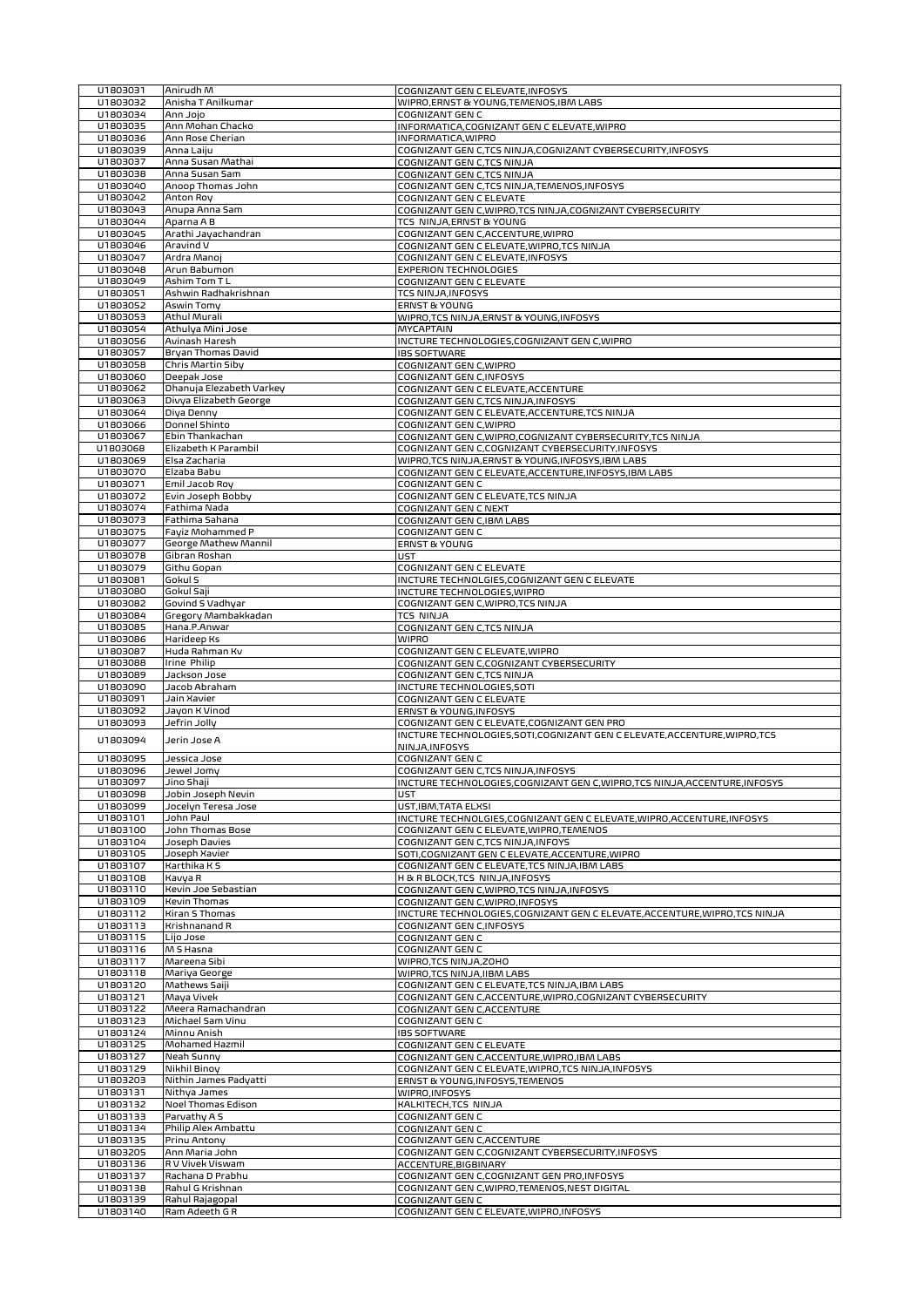| U1803031 | Anirudh M | COGNIZANT GEN C ELEVATE,INFOSYS |
|---|---|---|
| U1803032 | Anisha T Anilkumar | WIPRO,ERNST & YOUNG,TEMENOS,IBM LABS |
| U1803034 | Ann Jojo | COGNIZANT GEN C |
| U1803035 | Ann Mohan Chacko | INFORMATICA,COGNIZANT GEN C ELEVATE,WIPRO |
| U1803036 | Ann Rose Cherian | INFORMATICA,WIPRO |
| U1803039 | Anna Laiju | COGNIZANT GEN C,TCS NINJA,COGNIZANT CYBERSECURITY,INFOSYS |
| U1803037 | Anna Susan Mathai | COGNIZANT GEN C,TCS NINJA |
| U1803038 | Anna Susan Sam | COGNIZANT GEN C,TCS NINJA |
| U1803040 | Anoop Thomas John | COGNIZANT GEN C,TCS NINJA,TEMENOS,INFOSYS |
| U1803042 | Anton Roy | COGNIZANT GEN C ELEVATE |
| U1803043 | Anupa Anna Sam | COGNIZANT GEN C,WIPRO,TCS NINJA,COGNIZANT CYBERSECURITY |
| U1803044 | Aparna A B | TCS NINJA,ERNST & YOUNG |
| U1803045 | Arathi Jayachandran | COGNIZANT GEN C,ACCENTURE,WIPRO |
| U1803046 | Aravind V | COGNIZANT GEN C ELEVATE,WIPRO,TCS NINJA |
| U1803047 | Ardra Manoj | COGNIZANT GEN C ELEVATE,INFOSYS |
| U1803048 | Arun Babumon | EXPERION TECHNOLOGIES |
| U1803049 | Ashim Tom T L | COGNIZANT GEN C ELEVATE |
| U1803051 | Ashwin Radhakrishnan | TCS NINJA,INFOSYS |
| U1803052 | Aswin Tomy | ERNST & YOUNG |
| U1803053 | Athul Murali | WIPRO,TCS NINJA,ERNST & YOUNG,INFOSYS |
| U1803054 | Athulya Mini Jose | MYCAPTAIN |
| U1803056 | Avinash Haresh | INCTURE TECHNOLOGIES,COGNIZANT GEN C,WIPRO |
| U1803057 | Bryan Thomas David | IBS SOFTWARE |
| U1803058 | Chris Martin Siby | COGNIZANT GEN C,WIPRO |
| U1803060 | Deepak Jose | COGNIZANT GEN C,INFOSYS |
| U1803062 | Dhanuja Elezabeth Varkey | COGNIZANT GEN C ELEVATE,ACCENTURE |
| U1803063 | Divya Elizabeth George | COGNIZANT GEN C,TCS NINJA,INFOSYS |
| U1803064 | Diya Denny | COGNIZANT GEN C ELEVATE,ACCENTURE,TCS NINJA |
| U1803066 | Donnel Shinto | COGNIZANT GEN C,WIPRO |
| U1803067 | Ebin Thankachan | COGNIZANT GEN C,WIPRO,COGNIZANT CYBERSECURITY,TCS NINJA |
| U1803068 | Elizabeth K Parambil | COGNIZANT GEN C,COGNIZANT CYBERSECURITY,INFOSYS |
| U1803069 | Elsa Zacharia | WIPRO,TCS NINJA,ERNST & YOUNG,INFOSYS,IBM LABS |
| U1803070 | Elzaba Babu | COGNIZANT GEN C ELEVATE,ACCENTURE,INFOSYS,IBM LABS |
| U1803071 | Emil Jacob Roy | COGNIZANT GEN C |
| U1803072 | Evin Joseph Bobby | COGNIZANT GEN C ELEVATE,TCS NINJA |
| U1803074 | Fathima Nada | COGNIZANT GEN C NEXT |
| U1803073 | Fathima Sahana | COGNIZANT GEN C,IBM LABS |
| U1803075 | Fayiz Mohammed P | COGNIZANT GEN C |
| U1803077 | George Mathew Mannil | ERNST & YOUNG |
| U1803078 | Gibran Roshan | UST |
| U1803079 | Githu Gopan | COGNIZANT GEN C ELEVATE |
| U1803081 | Gokul S | INCTURE TECHNOLGIES,COGNIZANT GEN C ELEVATE |
| U1803080 | Gokul Saji | INCTURE TECHNOLOGIES,WIPRO |
| U1803082 | Govind S Vadhyar | COGNIZANT GEN C,WIPRO,TCS NINJA |
| U1803084 | Gregory Mambakkadan | TCS NINJA |
| U1803085 | Hana.P.Anwar | COGNIZANT GEN C,TCS NINJA |
| U1803086 | Harideep Ks | WIPRO |
| U1803087 | Huda Rahman Kv | COGNIZANT GEN C ELEVATE,WIPRO |
| U1803088 | Irine Philip | COGNIZANT GEN C,COGNIZANT CYBERSECURITY |
| U1803089 | Jackson Jose | COGNIZANT GEN C,TCS NINJA |
| U1803090 | Jacob Abraham | INCTURE TECHNOLOGIES,SOTI |
| U1803091 | Jain Xavier | COGNIZANT GEN C ELEVATE |
| U1803092 | Jayon K Vinod | ERNST & YOUNG,INFOSYS |
| U1803093 | Jefrin Jolly | COGNIZANT GEN C ELEVATE,COGNIZANT GEN PRO |
| U1803094 | Jerin Jose A | INCTURE TECHNOLOGIES,SOTI,COGNIZANT GEN C ELEVATE,ACCENTURE,WIPRO,TCS NINJA,INFOSYS |
| U1803095 | Jessica Jose | COGNIZANT GEN C |
| U1803096 | Jewel Jomy | COGNIZANT GEN C,TCS NINJA,INFOSYS |
| U1803097 | Jino Shaji | INCTURE TECHNOLOGIES,COGNIZANT GEN C,WIPRO,TCS NINJA,ACCENTURE,INFOSYS |
| U1803098 | Jobin Joseph Nevin | UST |
| U1803099 | Jocelyn Teresa Jose | UST,IBM,TATA ELXSI |
| U1803101 | John Paul | INCTURE TECHNOLGIES,COGNIZANT GEN C ELEVATE,WIPRO,ACCENTURE,INFOSYS |
| U1803100 | John Thomas Bose | COGNIZANT GEN C ELEVATE,WIPRO,TEMENOS |
| U1803104 | Joseph Davies | COGNIZANT GEN C,TCS NINJA,INFOYS |
| U1803105 | Joseph Xavier | SOTI,COGNIZANT GEN C ELEVATE,ACCENTURE,WIPRO |
| U1803107 | Karthika K S | COGNIZANT GEN C ELEVATE,TCS NINJA,IBM LABS |
| U1803108 | Kavya R | H & R BLOCK,TCS NINJA,INFOSYS |
| U1803110 | Kevin Joe Sebastian | COGNIZANT GEN C,WIPRO,TCS NINJA,INFOSYS |
| U1803109 | Kevin Thomas | COGNIZANT GEN C,WIPRO,INFOSYS |
| U1803112 | Kiran S Thomas | INCTURE TECHNOLOGIES,COGNIZANT GEN C ELEVATE,ACCENTURE,WIPRO,TCS NINJA |
| U1803113 | Krishnanand R | COGNIZANT GEN C,INFOSYS |
| U1803115 | Lijo Jose | COGNIZANT GEN C |
| U1803116 | M S Hasna | COGNIZANT GEN C |
| U1803117 | Mareena Sibi | WIPRO,TCS NINJA,ZOHO |
| U1803118 | Mariya George | WIPRO,TCS NINJA,IIBM LABS |
| U1803120 | Mathews Saiji | COGNIZANT GEN C ELEVATE,TCS NINJA,IBM LABS |
| U1803121 | Maya Vivek | COGNIZANT GEN C,ACCENTURE,WIPRO,COGNIZANT CYBERSECURITY |
| U1803122 | Meera Ramachandran | COGNIZANT GEN C,ACCENTURE |
| U1803123 | Michael Sam Vinu | COGNIZANT GEN C |
| U1803124 | Minnu Anish | IBS SOFTWARE |
| U1803125 | Mohamed Hazmil | COGNIZANT GEN C ELEVATE |
| U1803127 | Neah Sunny | COGNIZANT GEN C,ACCENTURE,WIPRO,IBM LABS |
| U1803129 | Nikhil Binoy | COGNIZANT GEN C ELEVATE,WIPRO,TCS NINJA,INFOSYS |
| U1803203 | Nithin James Padyatti | ERNST & YOUNG,INFOSYS,TEMENOS |
| U1803131 | Nithya James | WIPRO,INFOSYS |
| U1803132 | Noel Thomas Edison | KALKITECH,TCS NINJA |
| U1803133 | Parvathy A S | COGNIZANT GEN C |
| U1803134 | Philip Alex Ambattu | COGNIZANT GEN C |
| U1803135 | Prinu Antony | COGNIZANT GEN C,ACCENTURE |
| U1803205 | Ann Maria John | COGNIZANT GEN C,COGNIZANT CYBERSECURITY,INFOSYS |
| U1803136 | R V Vivek Viswam | ACCENTURE,BIGBINARY |
| U1803137 | Rachana D Prabhu | COGNIZANT GEN C,COGNIZANT GEN PRO,INFOSYS |
| U1803138 | Rahul G Krishnan | COGNIZANT GEN C,WIPRO,TEMENOS,NEST DIGITAL |
| U1803139 | Rahul Rajagopal | COGNIZANT GEN C |
| U1803140 | Ram Adeeth G R | COGNIZANT GEN C ELEVATE,WIPRO,INFOSYS |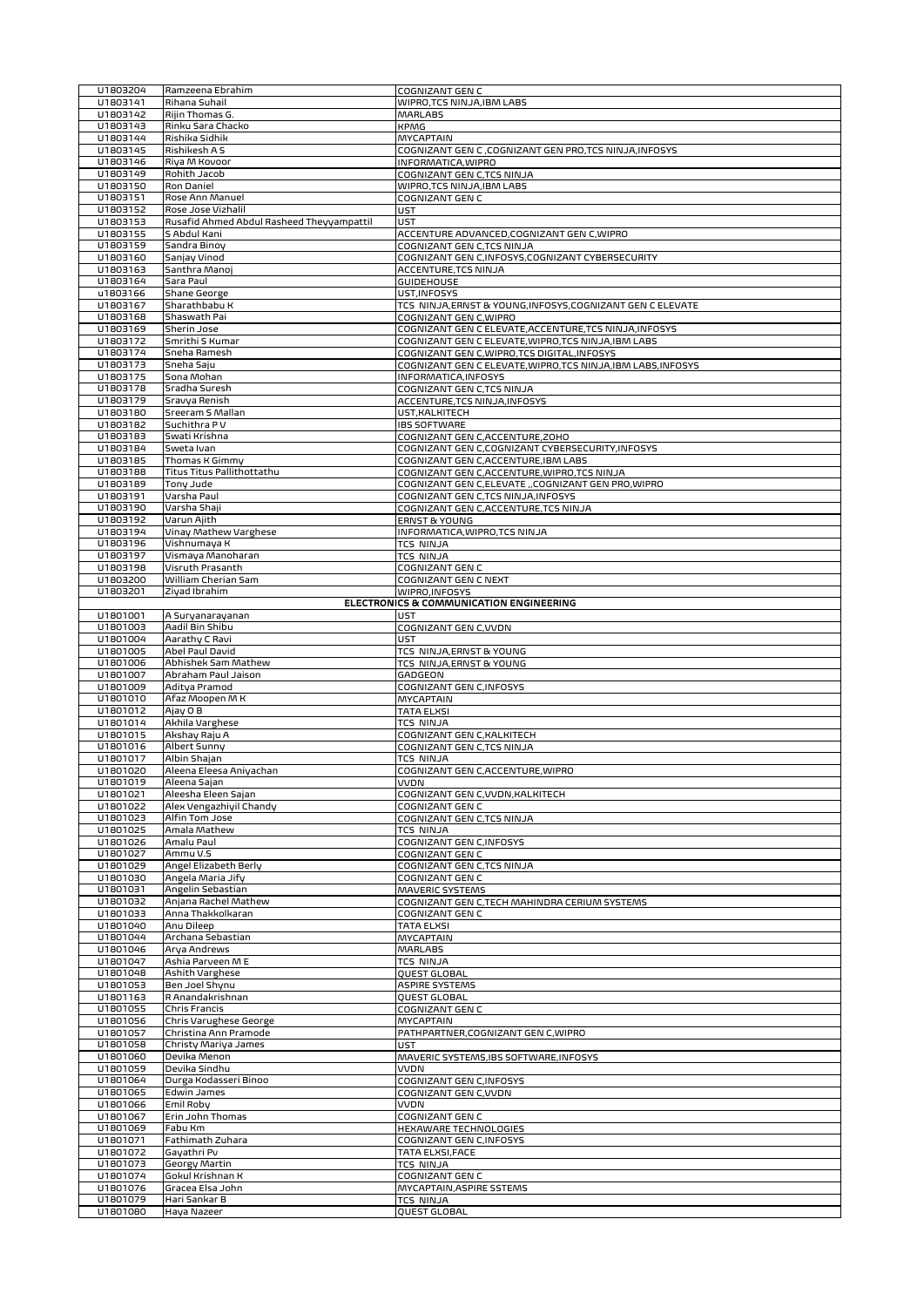| | | |
|---|---|---|
| U1803204 | Ramzeena Ebrahim | COGNIZANT GEN C |
| U1803141 | Rihana Suhail | WIPRO,TCS NINJA,IBM LABS |
| U1803142 | Rijin Thomas G. | MARLABS |
| U1803143 | Rinku Sara Chacko | KPMG |
| U1803144 | Rishika Sidhik | MYCAPTAIN |
| U1803145 | Rishikesh A S | COGNIZANT GEN C ,COGNIZANT GEN PRO,TCS NINJA,INFOSYS |
| U1803146 | Riya M Kovoor | INFORMATICA,WIPRO |
| U1803149 | Rohith Jacob | COGNIZANT GEN C,TCS NINJA |
| U1803150 | Ron Daniel | WIPRO,TCS NINJA,IBM LABS |
| U1803151 | Rose Ann Manuel | COGNIZANT GEN C |
| U1803152 | Rose Jose Vizhalil | UST |
| U1803153 | Rusafid Ahmed Abdul Rasheed Theyyampattil | UST |
| U1803155 | S Abdul Kani | ACCENTURE ADVANCED,COGNIZANT GEN C,WIPRO |
| U1803159 | Sandra Binoy | COGNIZANT GEN C,TCS NINJA |
| U1803160 | Sanjay Vinod | COGNIZANT GEN C,INFOSYS,COGNIZANT CYBERSECURITY |
| U1803163 | Santhra Manoj | ACCENTURE,TCS NINJA |
| U1803164 | Sara Paul | GUIDEHOUSE |
| u1803166 | Shane George | UST,INFOSYS |
| U1803167 | Sharathbabu K | TCS NINJA,ERNST & YOUNG,INFOSYS,COGNIZANT GEN C ELEVATE |
| U1803168 | Shaswath Pai | COGNIZANT GEN C,WIPRO |
| U1803169 | Sherin Jose | COGNIZANT GEN C ELEVATE,ACCENTURE,TCS NINJA,INFOSYS |
| U1803172 | Smrithi S Kumar | COGNIZANT GEN C ELEVATE,WIPRO,TCS NINJA,IBM LABS |
| U1803174 | Sneha Ramesh | COGNIZANT GEN C,WIPRO,TCS DIGITAL,INFOSYS |
| U1803173 | Sneha Saju | COGNIZANT GEN C ELEVATE,WIPRO,TCS NINJA,IBM LABS,INFOSYS |
| U1803175 | Sona Mohan | INFORMATICA,INFOSYS |
| U1803178 | Sradha Suresh | COGNIZANT GEN C,TCS NINJA |
| U1803179 | Sravya Renish | ACCENTURE,TCS NINJA,INFOSYS |
| U1803180 | Sreeram S Mallan | UST,KALKITECH |
| U1803182 | Suchithra P V | IBS SOFTWARE |
| U1803183 | Swati Krishna | COGNIZANT GEN C,ACCENTURE,ZOHO |
| U1803184 | Sweta Ivan | COGNIZANT GEN C,COGNIZANT CYBERSECURITY,INFOSYS |
| U1803185 | Thomas K Gimmy | COGNIZANT GEN C,ACCENTURE,IBM LABS |
| U1803188 | Titus Titus Pallithottathu | COGNIZANT GEN C,ACCENTURE,WIPRO,TCS NINJA |
| U1803189 | Tony Jude | COGNIZANT GEN C,ELEVATE ,,COGNIZANT GEN PRO,WIPRO |
| U1803191 | Varsha Paul | COGNIZANT GEN C,TCS NINJA,INFOSYS |
| U1803190 | Varsha Shaji | COGNIZANT GEN C,ACCENTURE,TCS NINJA |
| U1803192 | Varun Ajith | ERNST & YOUNG |
| U1803194 | Vinay Mathew Varghese | INFORMATICA,WIPRO,TCS NINJA |
| U1803196 | Vishnumaya K | TCS NINJA |
| U1803197 | Vismaya Manoharan | TCS NINJA |
| U1803198 | Visruth Prasanth | COGNIZANT GEN C |
| U1803200 | William Cherian Sam | COGNIZANT GEN C NEXT |
| U1803201 | Ziyad Ibrahim | WIPRO,INFOSYS |
| | **ELECTRONICS & COMMUNICATION ENGINEERING** | |
| U1801001 | A Suryanarayanan | UST |
| U1801003 | Aadil Bin Shibu | COGNIZANT GEN C,VVDN |
| U1801004 | Aarathy C Ravi | UST |
| U1801005 | Abel Paul David | TCS NINJA,ERNST & YOUNG |
| U1801006 | Abhishek Sam Mathew | TCS NINJA,ERNST & YOUNG |
| U1801007 | Abraham Paul Jaison | GADGEON |
| U1801009 | Aditya Pramod | COGNIZANT GEN C,INFOSYS |
| U1801010 | Afaz Moopen M K | MYCAPTAIN |
| U1801012 | Ajay O B | TATA ELXSI |
| U1801014 | Akhila Varghese | TCS NINJA |
| U1801015 | Akshay Raju A | COGNIZANT GEN C,KALKITECH |
| U1801016 | Albert Sunny | COGNIZANT GEN C,TCS NINJA |
| U1801017 | Albin Shajan | TCS NINJA |
| U1801020 | Aleena Eleesa Aniyachan | COGNIZANT GEN C,ACCENTURE,WIPRO |
| U1801019 | Aleena Sajan | VVDN |
| U1801021 | Aleesha Eleen Sajan | COGNIZANT GEN C,VVDN,KALKITECH |
| U1801022 | Alex Vengazhiyil Chandy | COGNIZANT GEN C |
| U1801023 | Alfin Tom Jose | COGNIZANT GEN C,TCS NINJA |
| U1801025 | Amala Mathew | TCS NINJA |
| U1801026 | Amalu Paul | COGNIZANT GEN C,INFOSYS |
| U1801027 | Ammu V.S | COGNIZANT GEN C |
| U1801029 | Angel Elizabeth Berly | COGNIZANT GEN C,TCS NINJA |
| U1801030 | Angela Maria Jify | COGNIZANT GEN C |
| U1801031 | Angelin Sebastian | MAVERIC SYSTEMS |
| U1801032 | Anjana Rachel Mathew | COGNIZANT GEN C,TECH MAHINDRA CERIUM SYSTEMS |
| U1801033 | Anna Thakkolkaran | COGNIZANT GEN C |
| U1801040 | Anu Dileep | TATA ELXSI |
| U1801044 | Archana Sebastian | MYCAPTAIN |
| U1801046 | Arya Andrews | MARLABS |
| U1801047 | Ashia Parveen M E | TCS NINJA |
| U1801048 | Ashith Varghese | QUEST GLOBAL |
| U1801053 | Ben Joel Shynu | ASPIRE SYSTEMS |
| U1801163 | R Anandakrishnan | QUEST GLOBAL |
| U1801055 | Chris Francis | COGNIZANT GEN C |
| U1801056 | Chris Varughese George | MYCAPTAIN |
| U1801057 | Christina Ann Pramode | PATHPARTNER,COGNIZANT GEN C,WIPRO |
| U1801058 | Christy Mariya James | UST |
| U1801060 | Devika Menon | MAVERIC SYSTEMS,IBS SOFTWARE,INFOSYS |
| U1801059 | Devika Sindhu | VVDN |
| U1801064 | Durga Kodasseri Binoo | COGNIZANT GEN C,INFOSYS |
| U1801065 | Edwin James | COGNIZANT GEN C,VVDN |
| U1801066 | Emil Roby | VVDN |
| U1801067 | Erin John Thomas | COGNIZANT GEN C |
| U1801069 | Fabu Km | HEXAWARE TECHNOLOGIES |
| U1801071 | Fathimath Zuhara | COGNIZANT GEN C,INFOSYS |
| U1801072 | Gayathri Pv | TATA ELXSI,FACE |
| U1801073 | Georgy Martin | TCS NINJA |
| U1801074 | Gokul Krishnan K | COGNIZANT GEN C |
| U1801076 | Gracea Elsa John | MYCAPTAIN,ASPIRE SSTEMS |
| U1801079 | Hari Sankar B | TCS NINJA |
| U1801080 | Haya Nazeer | QUEST GLOBAL |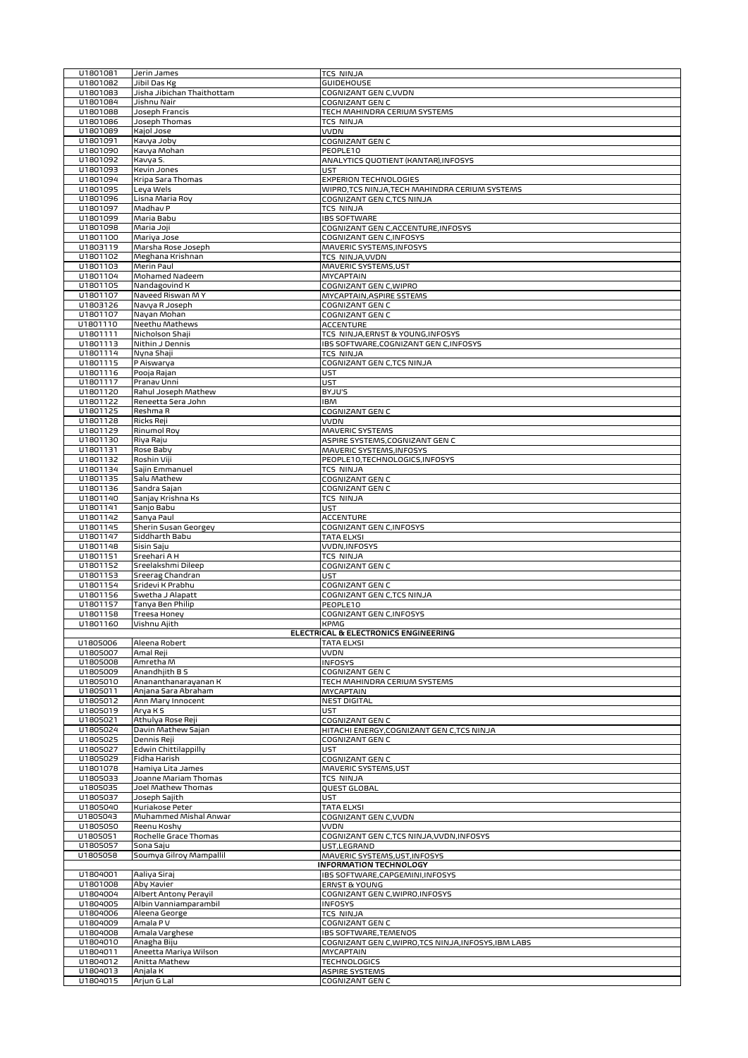| | | |
|---|---|---|
| U1801081 | Jerin James | TCS NINJA |
| U1801082 | Jibil Das Kg | GUIDEHOUSE |
| U1801083 | Jisha Jibichan Thaithottam | COGNIZANT GEN C,VVDN |
| U1801084 | Jishnu Nair | COGNIZANT GEN C |
| U1801088 | Joseph Francis | TECH MAHINDRA CERIUM SYSTEMS |
| U1801086 | Joseph Thomas | TCS NINJA |
| U1801089 | Kajol Jose | VVDN |
| U1801091 | Kavya Joby | COGNIZANT GEN C |
| U1801090 | Kavya Mohan | PEOPLE10 |
| U1801092 | Kavya S. | ANALYTICS QUOTIENT (KANTAR),INFOSYS |
| U1801093 | Kevin Jones | UST |
| U1801094 | Kripa Sara Thomas | EXPERION TECHNOLOGIES |
| U1801095 | Leya Wels | WIPRO,TCS NINJA,TECH MAHINDRA CERIUM SYSTEMS |
| U1801096 | Lisna Maria Roy | COGNIZANT GEN C,TCS NINJA |
| U1801097 | Madhav P | TCS NINJA |
| U1801099 | Maria Babu | IBS SOFTWARE |
| U1801098 | Maria Joji | COGNIZANT GEN C,ACCENTURE,INFOSYS |
| U1801100 | Mariya Jose | COGNIZANT GEN C,INFOSYS |
| U1803119 | Marsha Rose Joseph | MAVERIC SYSTEMS,INFOSYS |
| U1801102 | Meghana Krishnan | TCS NINJA,VVDN |
| U1801103 | Merin Paul | MAVERIC SYSTEMS,UST |
| U1801104 | Mohamed Nadeem | MYCAPTAIN |
| U1801105 | Nandagovind K | COGNIZANT GEN C,WIPRO |
| U1801107 | Naveed Riswan M Y | MYCAPTAIN,ASPIRE SSTEMS |
| U1803126 | Navya R Joseph | COGNIZANT GEN C |
| U1801107 | Nayan Mohan | COGNIZANT GEN C |
| U1801110 | Neethu Mathews | ACCENTURE |
| U1801111 | Nicholson Shaji | TCS NINJA,ERNST & YOUNG,INFOSYS |
| U1801113 | Nithin J Dennis | IBS SOFTWARE,COGNIZANT GEN C,INFOSYS |
| U1801114 | Nyna Shaji | TCS NINJA |
| U1801115 | P Aiswarya | COGNIZANT GEN C,TCS NINJA |
| U1801116 | Pooja Rajan | UST |
| U1801117 | Pranav Unni | UST |
| U1801120 | Rahul Joseph Mathew | BYJU'S |
| U1801122 | Reneetta Sera John | IBM |
| U1801125 | Reshma R | COGNIZANT GEN C |
| U1801128 | Ricks Reji | VVDN |
| U1801129 | Rinumol Roy | MAVERIC SYSTEMS |
| U1801130 | Riya Raju | ASPIRE SYSTEMS,COGNIZANT GEN C |
| U1801131 | Rose Baby | MAVERIC SYSTEMS,INFOSYS |
| U1801132 | Roshin Viji | PEOPLE10,TECHNOLOGICS,INFOSYS |
| U1801134 | Sajin Emmanuel | TCS NINJA |
| U1801135 | Salu Mathew | COGNIZANT GEN C |
| U1801136 | Sandra Sajan | COGNIZANT GEN C |
| U1801140 | Sanjay Krishna Ks | TCS NINJA |
| U1801141 | Sanjo Babu | UST |
| U1801142 | Sanya Paul | ACCENTURE |
| U1801145 | Sherin Susan Georgey | COGNIZANT GEN C,INFOSYS |
| U1801147 | Siddharth Babu | TATA ELXSI |
| U1801148 | Sisin Saju | VVDN,INFOSYS |
| U1801151 | Sreehari A H | TCS NINJA |
| U1801152 | Sreelakshmi Dileep | COGNIZANT GEN C |
| U1801153 | Sreerag Chandran | UST |
| U1801154 | Sridevi K Prabhu | COGNIZANT GEN C |
| U1801156 | Swetha J Alapatt | COGNIZANT GEN C,TCS NINJA |
| U1801157 | Tanya Ben Philip | PEOPLE10 |
| U1801158 | Treesa Honey | COGNIZANT GEN C,INFOSYS |
| U1801160 | Vishnu Ajith | KPMG |
| | | **ELECTRICAL & ELECTRONICS ENGINEERING** |
| U1805006 | Aleena Robert | TATA ELXSI |
| U1805007 | Amal Reji | VVDN |
| U1805008 | Amretha M | INFOSYS |
| U1805009 | Anandhjith B S | COGNIZANT GEN C |
| U1805010 | Ananthanarayanan K | TECH MAHINDRA CERIUM SYSTEMS |
| U1805011 | Anjana Sara Abraham | MYCAPTAIN |
| U1805012 | Ann Mary Innocent | NEST DIGITAL |
| U1805019 | Arya K S | UST |
| U1805021 | Athulya Rose Reji | COGNIZANT GEN C |
| U1805024 | Davin Mathew Sajan | HITACHI ENERGY,COGNIZANT GEN C,TCS NINJA |
| U1805025 | Dennis Reji | COGNIZANT GEN C |
| U1805027 | Edwin Chittilappilly | UST |
| U1805029 | Fidha Harish | COGNIZANT GEN C |
| U1801078 | Hamiya Lita James | MAVERIC SYSTEMS,UST |
| U1805033 | Joanne Mariam Thomas | TCS NINJA |
| u1805035 | Joel Mathew Thomas | QUEST GLOBAL |
| U1805037 | Joseph Sajith | UST |
| U1805040 | Kuriakose Peter | TATA ELXSI |
| U1805043 | Muhammed Mishal Anwar | COGNIZANT GEN C,VVDN |
| U1805050 | Reenu Koshy | VVDN |
| U1805051 | Rochelle Grace Thomas | COGNIZANT GEN C,TCS NINJA,VVDN,INFOSYS |
| U1805057 | Sona Saju | UST,LEGRAND |
| U1805058 | Soumya Gilroy Mampallil | MAVERIC SYSTEMS,UST,INFOSYS |
| | | **INFORMATION TECHNOLOGY** |
| U1804001 | Aaliya Siraj | IBS SOFTWARE,CAPGEMINI,INFOSYS |
| U1801008 | Aby Xavier | ERNST & YOUNG |
| U1804004 | Albert Antony Perayil | COGNIZANT GEN C,WIPRO,INFOSYS |
| U1804005 | Albin Vanniamparambil | INFOSYS |
| U1804006 | Aleena George | TCS NINJA |
| U1804009 | Amala P V | COGNIZANT GEN C |
| U1804008 | Amala Varghese | IBS SOFTWARE,TEMENOS |
| U1804010 | Anagha Biju | COGNIZANT GEN C,WIPRO,TCS NINJA,INFOSYS,IBM LABS |
| U1804011 | Aneetta Mariya Wilson | MYCAPTAIN |
| U1804012 | Anitta Mathew | TECHNOLOGICS |
| U1804013 | Anjala K | ASPIRE SYSTEMS |
| U1804015 | Arjun G Lal | COGNIZANT GEN C |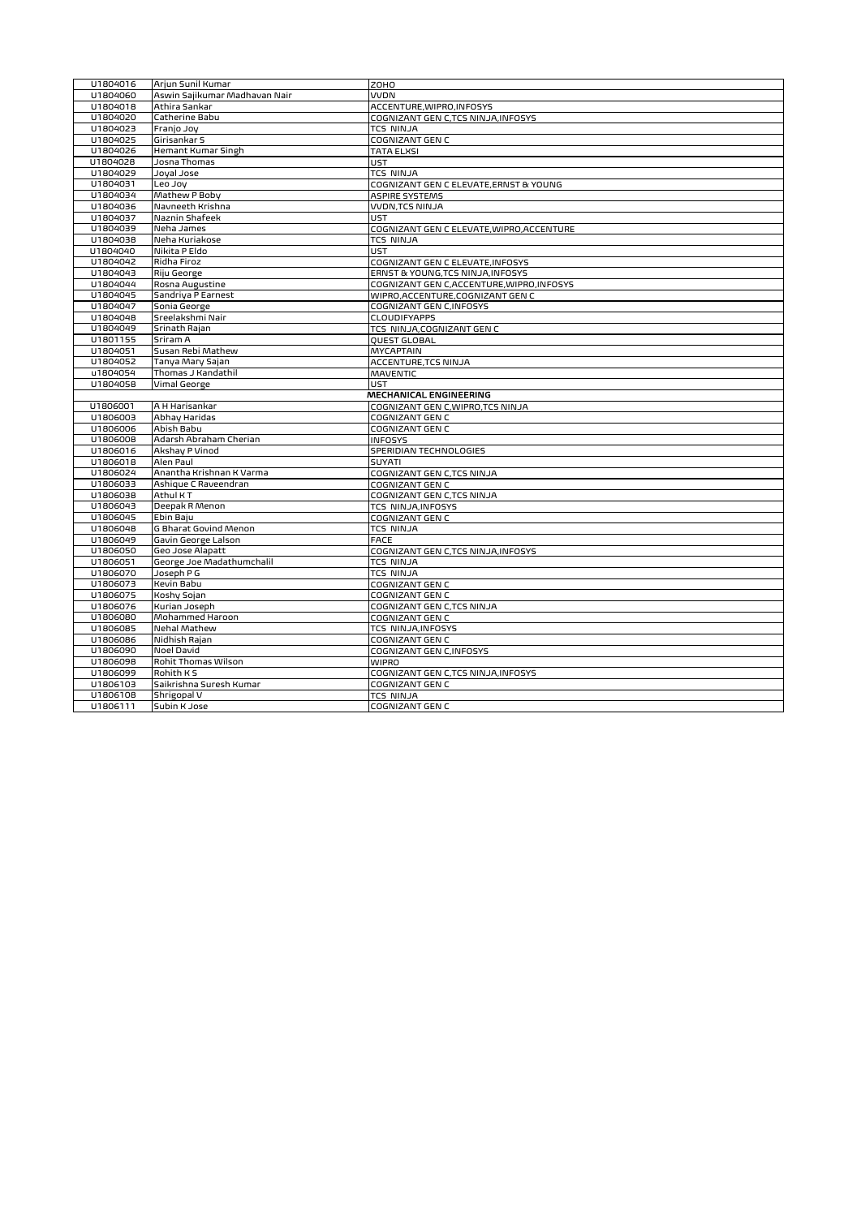| | | |
|---|---|---|
| U1804016 | Arjun Sunil Kumar | ZOHO |
| U1804060 | Aswin Sajikumar Madhavan Nair | VVDN |
| U1804018 | Athira Sankar | ACCENTURE,WIPRO,INFOSYS |
| U1804020 | Catherine Babu | COGNIZANT GEN C,TCS NINJA,INFOSYS |
| U1804023 | Franjo Joy | TCS NINJA |
| U1804025 | Girisankar S | COGNIZANT GEN C |
| U1804026 | Hemant Kumar Singh | TATA ELXSI |
| U1804028 | Josna Thomas | UST |
| U1804029 | Joyal Jose | TCS NINJA |
| U1804031 | Leo Joy | COGNIZANT GEN C ELEVATE,ERNST & YOUNG |
| U1804034 | Mathew P Boby | ASPIRE SYSTEMS |
| U1804036 | Navneeth Krishna | VVDN,TCS NINJA |
| U1804037 | Naznin Shafeek | UST |
| U1804039 | Neha James | COGNIZANT GEN C ELEVATE,WIPRO,ACCENTURE |
| U1804038 | Neha Kuriakose | TCS NINJA |
| U1804040 | Nikita P Eldo | UST |
| U1804042 | Ridha Firoz | COGNIZANT GEN C ELEVATE,INFOSYS |
| U1804043 | Riju George | ERNST & YOUNG,TCS NINJA,INFOSYS |
| U1804044 | Rosna Augustine | COGNIZANT GEN C,ACCENTURE,WIPRO,INFOSYS |
| U1804045 | Sandriya P Earnest | WIPRO,ACCENTURE,COGNIZANT GEN C |
| U1804047 | Sonia George | COGNIZANT GEN C,INFOSYS |
| U1804048 | Sreelakshmi Nair | CLOUDIFYAPPS |
| U1804049 | Srinath Rajan | TCS NINJA,COGNIZANT GEN C |
| U1801155 | Sriram A | QUEST GLOBAL |
| U1804051 | Susan Rebi Mathew | MYCAPTAIN |
| U1804052 | Tanya Mary Sajan | ACCENTURE,TCS NINJA |
| u1804054 | Thomas J Kandathil | MAVENTIC |
| U1804058 | Vimal George | UST |
| | | **MECHANICAL ENGINEERING** |
| U1806001 | A H Harisankar | COGNIZANT GEN C,WIPRO,TCS NINJA |
| U1806003 | Abhay Haridas | COGNIZANT GEN C |
| U1806006 | Abish Babu | COGNIZANT GEN C |
| U1806008 | Adarsh Abraham Cherian | INFOSYS |
| U1806016 | Akshay P Vinod | SPERIDIAN TECHNOLOGIES |
| U1806018 | Alen Paul | SUYATI |
| U1806024 | Anantha Krishnan K Varma | COGNIZANT GEN C,TCS NINJA |
| U1806033 | Ashique C Raveendran | COGNIZANT GEN C |
| U1806038 | Athul K T | COGNIZANT GEN C,TCS NINJA |
| U1806043 | Deepak R Menon | TCS NINJA,INFOSYS |
| U1806045 | Ebin Baju | COGNIZANT GEN C |
| U1806048 | G Bharat Govind Menon | TCS NINJA |
| U1806049 | Gavin George Lalson | FACE |
| U1806050 | Geo Jose Alapatt | COGNIZANT GEN C,TCS NINJA,INFOSYS |
| U1806051 | George Joe Madathumchalil | TCS NINJA |
| U1806070 | Joseph P G | TCS NINJA |
| U1806073 | Kevin Babu | COGNIZANT GEN C |
| U1806075 | Koshy Sojan | COGNIZANT GEN C |
| U1806076 | Kurian Joseph | COGNIZANT GEN C,TCS NINJA |
| U1806080 | Mohammed Haroon | COGNIZANT GEN C |
| U1806085 | Nehal Mathew | TCS NINJA,INFOSYS |
| U1806086 | Nidhish Rajan | COGNIZANT GEN C |
| U1806090 | Noel David | COGNIZANT GEN C,INFOSYS |
| U1806098 | Rohit Thomas Wilson | WIPRO |
| U1806099 | Rohith K S | COGNIZANT GEN C,TCS NINJA,INFOSYS |
| U1806103 | Saikrishna Suresh Kumar | COGNIZANT GEN C |
| U1806108 | Shrigopal V | TCS NINJA |
| U1806111 | Subin K Jose | COGNIZANT GEN C |